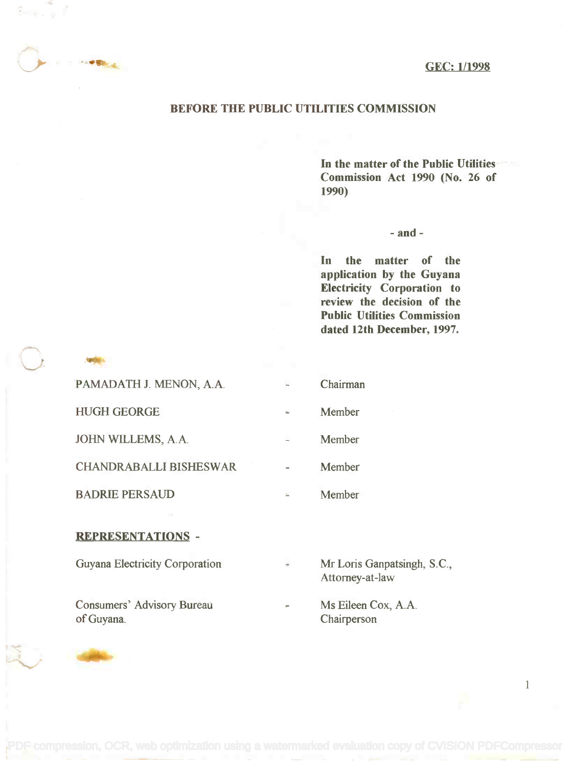**GEC: 1/1998**

## BEFORE THE PUBLIC UTILITIES COMMISSION

**In the matter of the Public Utilities Commission Act 1990 (No. 26 of 1990)**

**- and -**

**In the matter of the application by the Guyana Electricity Corporation to review the decision of the Public Utilities Commission dated 12th December, 1997.**

| | | |
|---|---|---|
| PAMADATH J. MENON, A.A. | - | Chairman |
| HUGH GEORGE | - | Member |
| JOHN WILLEMS, A.A. | - | Member |
| CHANDRABALLI BISHESWAR | - | Member |
| BADRIE PERSAUD | - | Member |

**REPRESENTATIONS -**

| | | |
|---|---|---|
| Guyana Electricity Corporation | - | Mr Loris Ganpatsingh, S.C., Attorney-at-law |
| Consumers' Advisory Bureau of Guyana. | - | Ms Eileen Cox, A.A. Chairperson |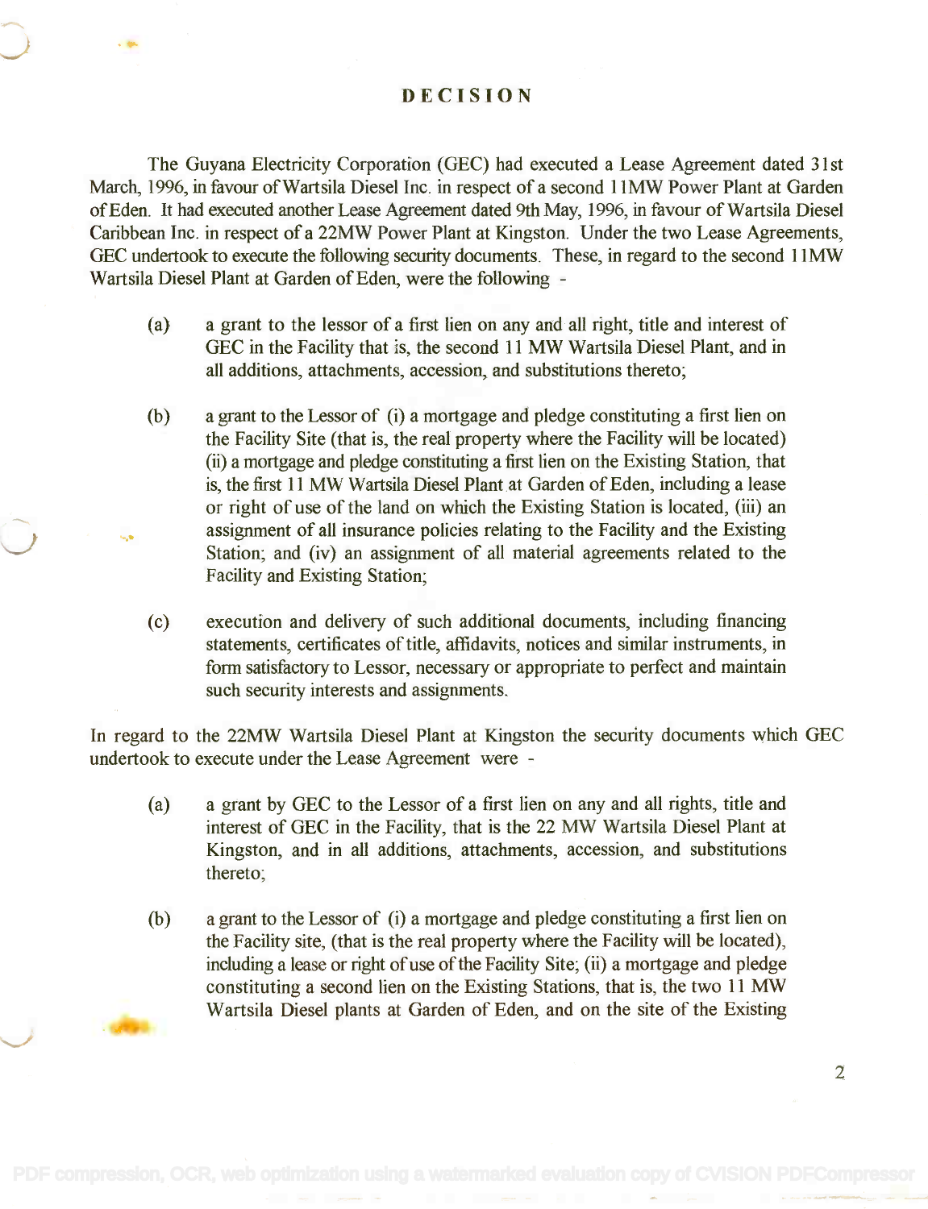## DECISION

The Guyana Electricity Corporation (GEC) had executed a Lease Agreement dated 31st March, 1996, in favour of Wartsila Diesel Inc. in respect of a second 11MW Power Plant at Garden of Eden. It had executed another Lease Agreement dated 9th May, 1996, in favour of Wartsila Diesel Caribbean Inc. in respect of a 22MW Power Plant at Kingston. Under the two Lease Agreements, GEC undertook to execute the following security documents. These, in regard to the second 11MW Wartsila Diesel Plant at Garden of Eden, were the following -

(a) a grant to the lessor of a first lien on any and all right, title and interest of GEC in the Facility that is, the second 11 MW Wartsila Diesel Plant, and in all additions, attachments, accession, and substitutions thereto;

(b) a grant to the Lessor of (i) a mortgage and pledge constituting a first lien on the Facility Site (that is, the real property where the Facility will be located) (ii) a mortgage and pledge constituting a first lien on the Existing Station, that is, the first 11 MW Wartsila Diesel Plant at Garden of Eden, including a lease or right of use of the land on which the Existing Station is located, (iii) an assignment of all insurance policies relating to the Facility and the Existing Station; and (iv) an assignment of all material agreements related to the Facility and Existing Station;

(c) execution and delivery of such additional documents, including financing statements, certificates of title, affidavits, notices and similar instruments, in form satisfactory to Lessor, necessary or appropriate to perfect and maintain such security interests and assignments.

In regard to the 22MW Wartsila Diesel Plant at Kingston the security documents which GEC undertook to execute under the Lease Agreement were -

(a) a grant by GEC to the Lessor of a first lien on any and all rights, title and interest of GEC in the Facility, that is the 22 MW Wartsila Diesel Plant at Kingston, and in all additions, attachments, accession, and substitutions thereto;

(b) a grant to the Lessor of (i) a mortgage and pledge constituting a first lien on the Facility site, (that is the real property where the Facility will be located), including a lease or right of use of the Facility Site; (ii) a mortgage and pledge constituting a second lien on the Existing Stations, that is, the two 11 MW Wartsila Diesel plants at Garden of Eden, and on the site of the Existing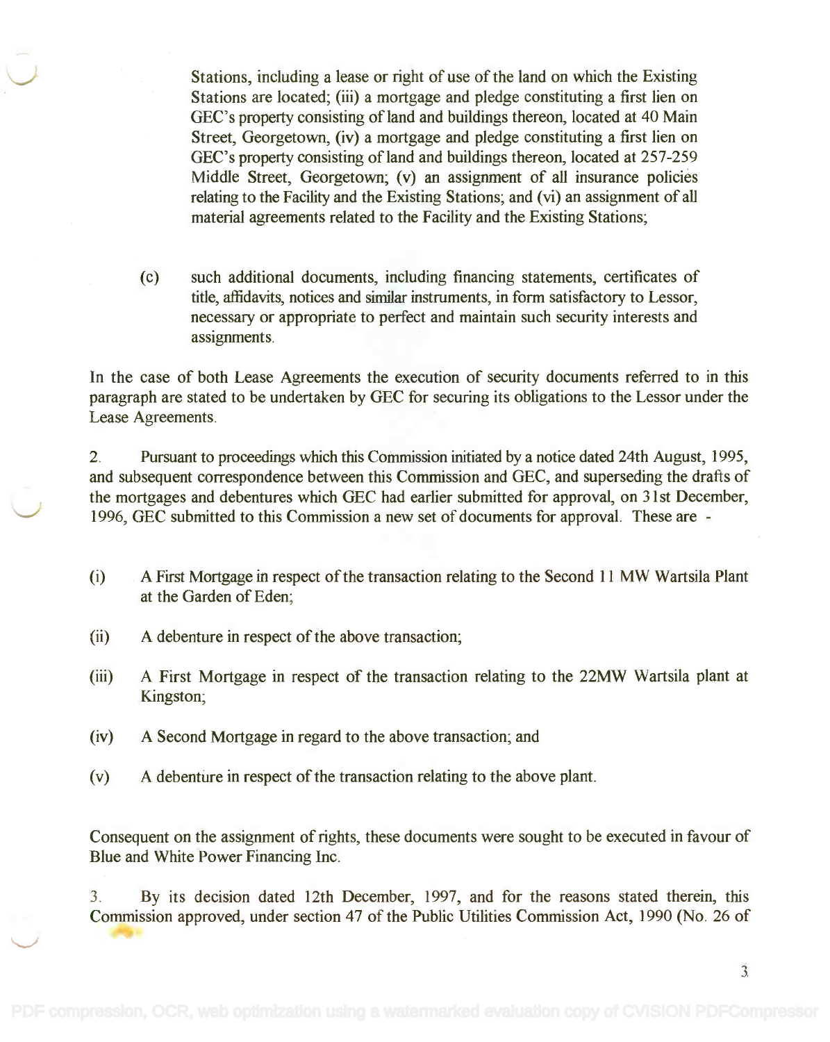Stations, including a lease or right of use of the land on which the Existing Stations are located; (iii) a mortgage and pledge constituting a first lien on GEC's property consisting of land and buildings thereon, located at 40 Main Street, Georgetown, (iv) a mortgage and pledge constituting a first lien on GEC's property consisting of land and buildings thereon, located at 257-259 Middle Street, Georgetown; (v) an assignment of all insurance policies relating to the Facility and the Existing Stations; and (vi) an assignment of all material agreements related to the Facility and the Existing Stations;

(c) such additional documents, including financing statements, certificates of title, affidavits, notices and similar instruments, in form satisfactory to Lessor, necessary or appropriate to perfect and maintain such security interests and assignments.

In the case of both Lease Agreements the execution of security documents referred to in this paragraph are stated to be undertaken by GEC for securing its obligations to the Lessor under the Lease Agreements.

2. Pursuant to proceedings which this Commission initiated by a notice dated 24th August, 1995, and subsequent correspondence between this Commission and GEC, and superseding the drafts of the mortgages and debentures which GEC had earlier submitted for approval, on 31st December, 1996, GEC submitted to this Commission a new set of documents for approval. These are -

(i) A First Mortgage in respect of the transaction relating to the Second 11 MW Wartsila Plant at the Garden of Eden;

(ii) A debenture in respect of the above transaction;

(iii) A First Mortgage in respect of the transaction relating to the 22MW Wartsila plant at Kingston;

(iv) A Second Mortgage in regard to the above transaction; and

(v) A debenture in respect of the transaction relating to the above plant.

Consequent on the assignment of rights, these documents were sought to be executed in favour of Blue and White Power Financing Inc.

3. By its decision dated 12th December, 1997, and for the reasons stated therein, this Commission approved, under section 47 of the Public Utilities Commission Act, 1990 (No. 26 of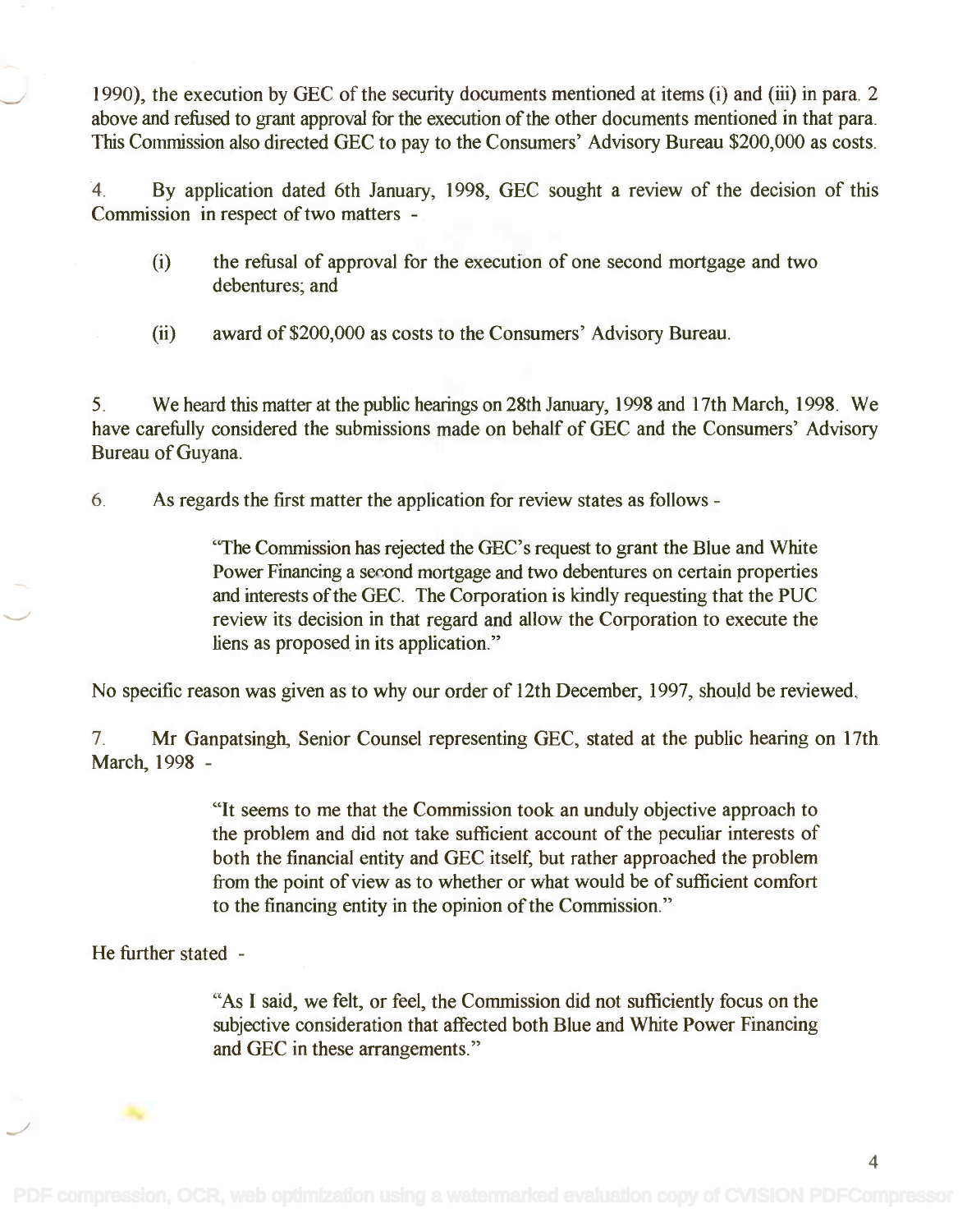1990), the execution by GEC of the security documents mentioned at items (i) and (iii) in para. 2 above and refused to grant approval for the execution of the other documents mentioned in that para. This Commission also directed GEC to pay to the Consumers' Advisory Bureau $200,000 as costs.

4. By application dated 6th January, 1998, GEC sought a review of the decision of this Commission in respect of two matters -

(i) the refusal of approval for the execution of one second mortgage and two debentures; and

(ii) award of $200,000 as costs to the Consumers' Advisory Bureau.

5. We heard this matter at the public hearings on 28th January, 1998 and 17th March, 1998. We have carefully considered the submissions made on behalf of GEC and the Consumers' Advisory Bureau of Guyana.

6. As regards the first matter the application for review states as follows -

> "The Commission has rejected the GEC's request to grant the Blue and White Power Financing a second mortgage and two debentures on certain properties and interests of the GEC. The Corporation is kindly requesting that the PUC review its decision in that regard and allow the Corporation to execute the liens as proposed in its application."

No specific reason was given as to why our order of 12th December, 1997, should be reviewed.

7. Mr Ganpatsingh, Senior Counsel representing GEC, stated at the public hearing on 17th March, 1998 -

> "It seems to me that the Commission took an unduly objective approach to the problem and did not take sufficient account of the peculiar interests of both the financial entity and GEC itself, but rather approached the problem from the point of view as to whether or what would be of sufficient comfort to the financing entity in the opinion of the Commission."

He further stated -

> "As I said, we felt, or feel, the Commission did not sufficiently focus on the subjective consideration that affected both Blue and White Power Financing and GEC in these arrangements."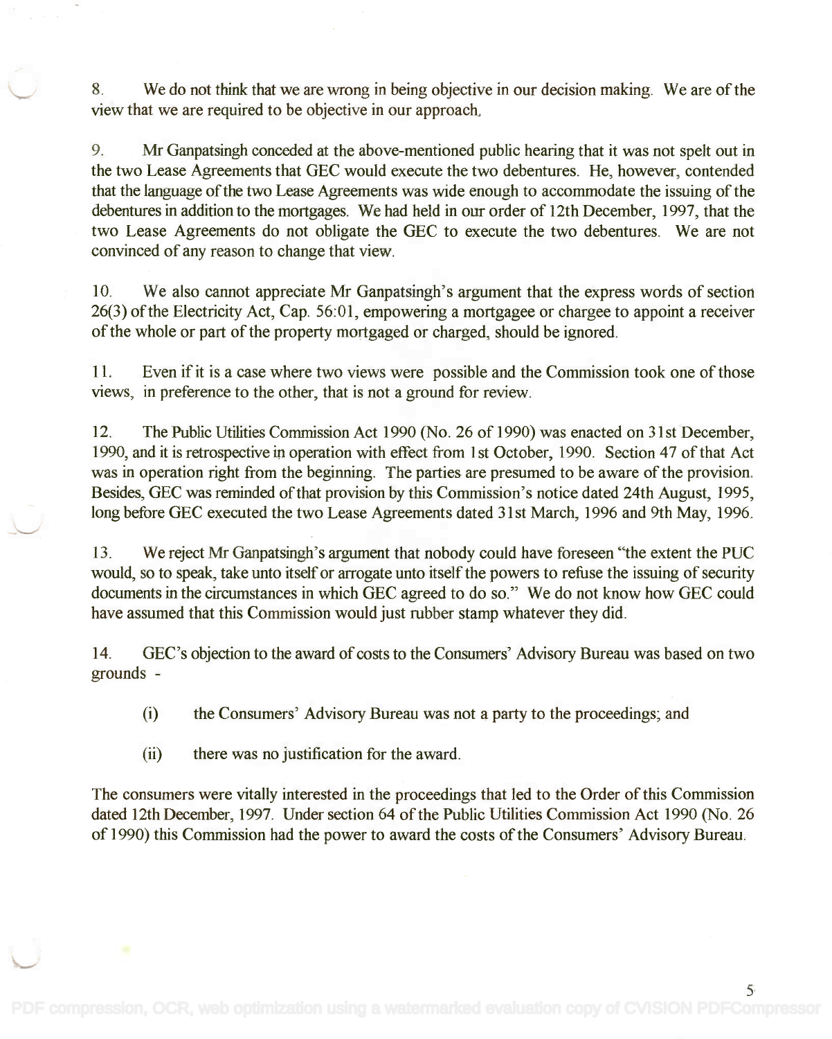8. We do not think that we are wrong in being objective in our decision making. We are of the view that we are required to be objective in our approach.

9. Mr Ganpatsingh conceded at the above-mentioned public hearing that it was not spelt out in the two Lease Agreements that GEC would execute the two debentures. He, however, contended that the language of the two Lease Agreements was wide enough to accommodate the issuing of the debentures in addition to the mortgages. We had held in our order of 12th December, 1997, that the two Lease Agreements do not obligate the GEC to execute the two debentures. We are not convinced of any reason to change that view.

10. We also cannot appreciate Mr Ganpatsingh's argument that the express words of section 26(3) of the Electricity Act, Cap. 56:01, empowering a mortgagee or chargee to appoint a receiver of the whole or part of the property mortgaged or charged, should be ignored.

11. Even if it is a case where two views were possible and the Commission took one of those views, in preference to the other, that is not a ground for review.

12. The Public Utilities Commission Act 1990 (No. 26 of 1990) was enacted on 31st December, 1990, and it is retrospective in operation with effect from 1st October, 1990. Section 47 of that Act was in operation right from the beginning. The parties are presumed to be aware of the provision. Besides, GEC was reminded of that provision by this Commission's notice dated 24th August, 1995, long before GEC executed the two Lease Agreements dated 31st March, 1996 and 9th May, 1996.

13. We reject Mr Ganpatsingh's argument that nobody could have foreseen "the extent the PUC would, so to speak, take unto itself or arrogate unto itself the powers to refuse the issuing of security documents in the circumstances in which GEC agreed to do so." We do not know how GEC could have assumed that this Commission would just rubber stamp whatever they did.

14. GEC's objection to the award of costs to the Consumers' Advisory Bureau was based on two grounds -

(i) the Consumers' Advisory Bureau was not a party to the proceedings; and

(ii) there was no justification for the award.

The consumers were vitally interested in the proceedings that led to the Order of this Commission dated 12th December, 1997. Under section 64 of the Public Utilities Commission Act 1990 (No. 26 of 1990) this Commission had the power to award the costs of the Consumers' Advisory Bureau.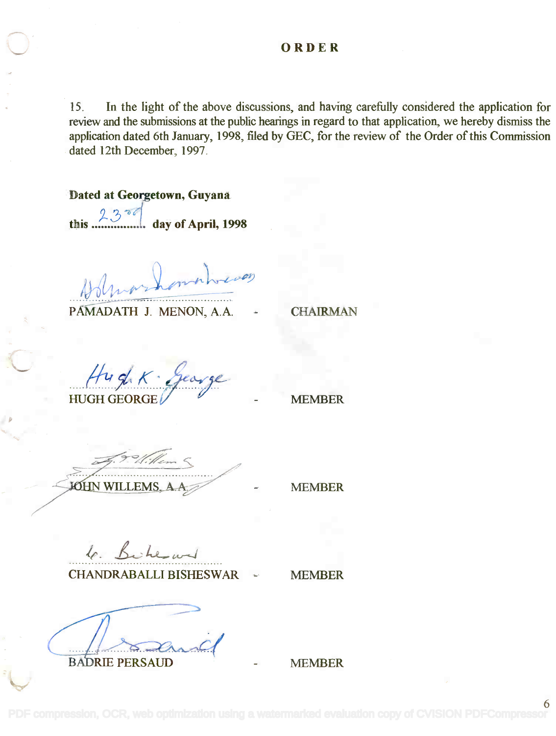## ORDER

15. In the light of the above discussions, and having carefully considered the application for review and the submissions at the public hearings in regard to that application, we hereby dismiss the application dated 6th January, 1998, filed by GEC, for the review of the Order of this Commission dated 12th December, 1997.

**Dated at Georgetown, Guyana**

**this** 23rd **day of April, 1998**

PAMADATH J. MENON, A.A. - CHAIRMAN

HUGH GEORGE - MEMBER

JOHN WILLEMS, A.A. - MEMBER

CHANDRABALLI BISHESWAR - MEMBER

BADRIE PERSAUD - MEMBER